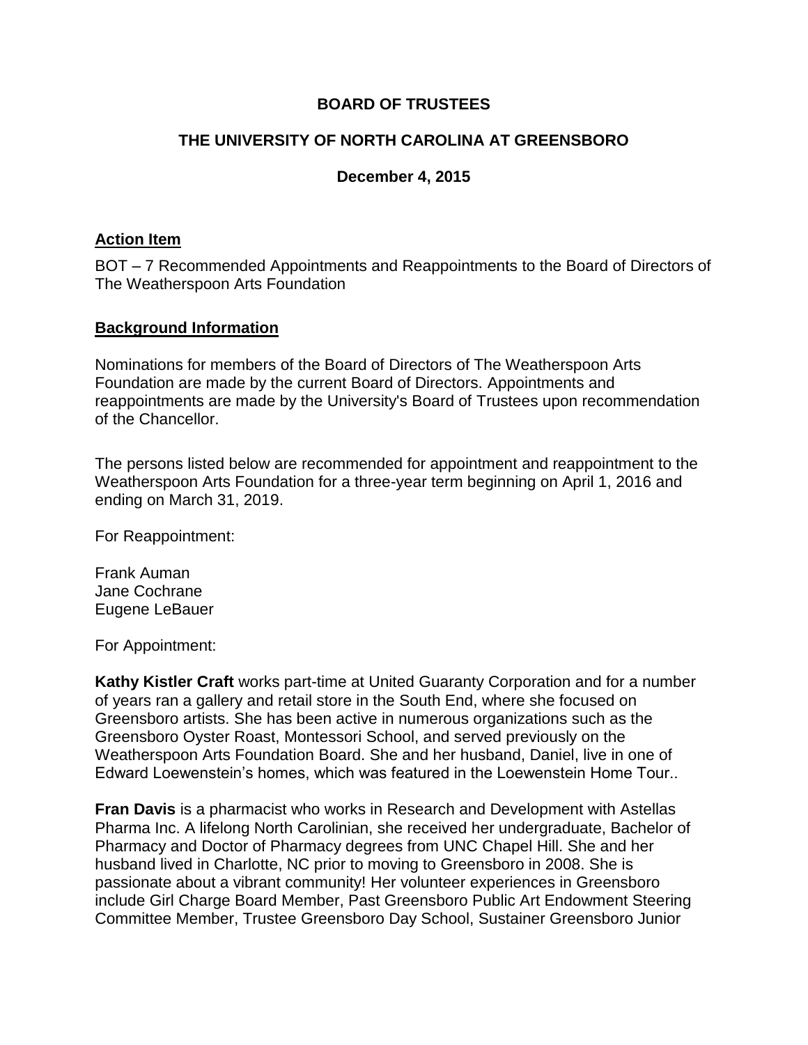**BOARD OF TRUSTEES**

**THE UNIVERSITY OF NORTH CAROLINA AT GREENSBORO**

**December 4, 2015**

## Action Item

BOT – 7 Recommended Appointments and Reappointments to the Board of Directors of The Weatherspoon Arts Foundation

## Background Information

Nominations for members of the Board of Directors of The Weatherspoon Arts Foundation are made by the current Board of Directors. Appointments and reappointments are made by the University's Board of Trustees upon recommendation of the Chancellor.

The persons listed below are recommended for appointment and reappointment to the Weatherspoon Arts Foundation for a three-year term beginning on April 1, 2016 and ending on March 31, 2019.

For Reappointment:

Frank Auman
Jane Cochrane
Eugene LeBauer

For Appointment:

**Kathy Kistler Craft** works part-time at United Guaranty Corporation and for a number of years ran a gallery and retail store in the South End, where she focused on Greensboro artists. She has been active in numerous organizations such as the Greensboro Oyster Roast, Montessori School, and served previously on the Weatherspoon Arts Foundation Board. She and her husband, Daniel, live in one of Edward Loewenstein's homes, which was featured in the Loewenstein Home Tour..

**Fran Davis** is a pharmacist who works in Research and Development with Astellas Pharma Inc. A lifelong North Carolinian, she received her undergraduate, Bachelor of Pharmacy and Doctor of Pharmacy degrees from UNC Chapel Hill. She and her husband lived in Charlotte, NC prior to moving to Greensboro in 2008. She is passionate about a vibrant community! Her volunteer experiences in Greensboro include Girl Charge Board Member, Past Greensboro Public Art Endowment Steering Committee Member, Trustee Greensboro Day School, Sustainer Greensboro Junior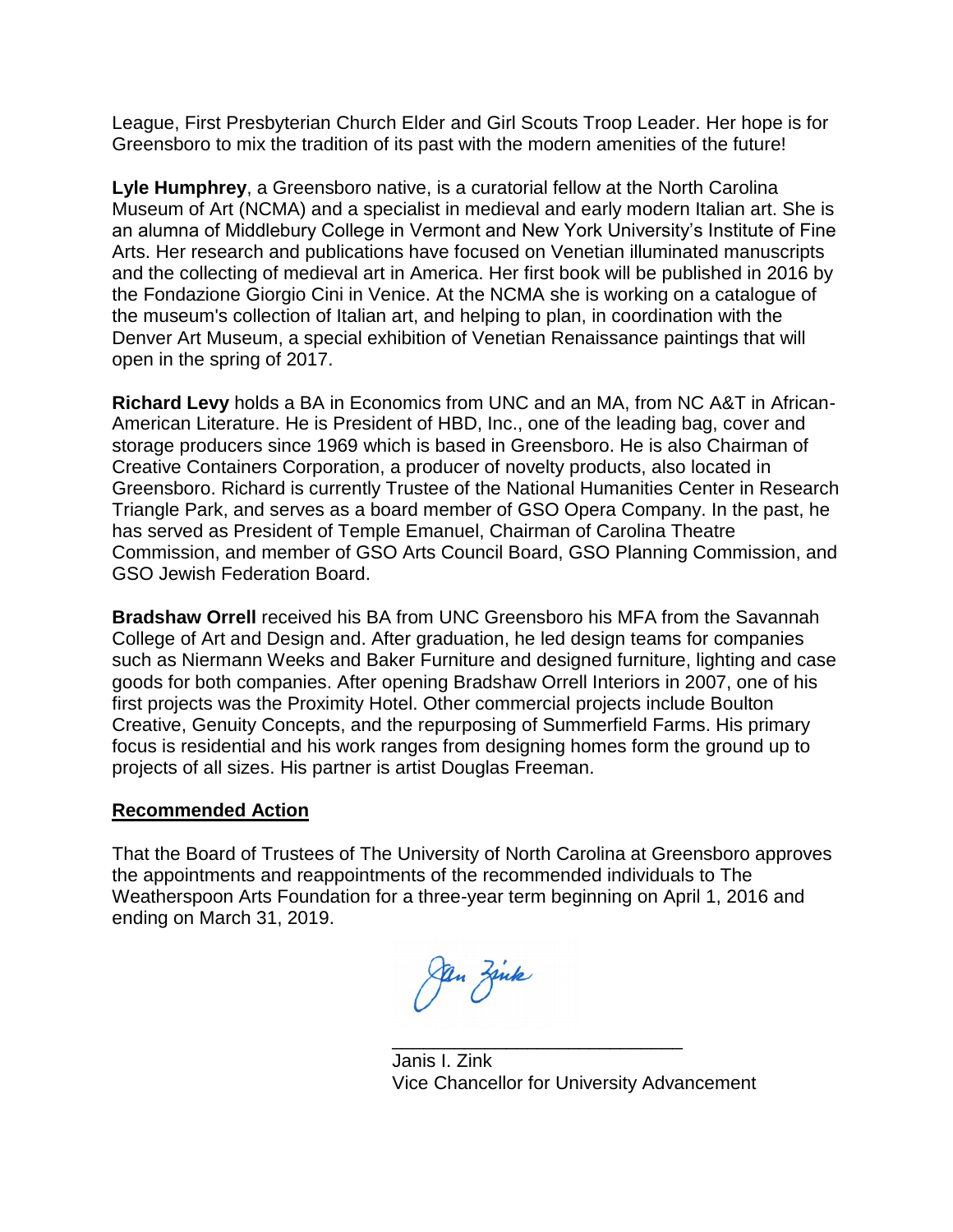League, First Presbyterian Church Elder and Girl Scouts Troop Leader. Her hope is for Greensboro to mix the tradition of its past with the modern amenities of the future!

**Lyle Humphrey**, a Greensboro native, is a curatorial fellow at the North Carolina Museum of Art (NCMA) and a specialist in medieval and early modern Italian art. She is an alumna of Middlebury College in Vermont and New York University's Institute of Fine Arts. Her research and publications have focused on Venetian illuminated manuscripts and the collecting of medieval art in America. Her first book will be published in 2016 by the Fondazione Giorgio Cini in Venice. At the NCMA she is working on a catalogue of the museum's collection of Italian art, and helping to plan, in coordination with the Denver Art Museum, a special exhibition of Venetian Renaissance paintings that will open in the spring of 2017.

**Richard Levy** holds a BA in Economics from UNC and an MA, from NC A&T in African-American Literature. He is President of HBD, Inc., one of the leading bag, cover and storage producers since 1969 which is based in Greensboro. He is also Chairman of Creative Containers Corporation, a producer of novelty products, also located in Greensboro. Richard is currently Trustee of the National Humanities Center in Research Triangle Park, and serves as a board member of GSO Opera Company. In the past, he has served as President of Temple Emanuel, Chairman of Carolina Theatre Commission, and member of GSO Arts Council Board, GSO Planning Commission, and GSO Jewish Federation Board.

**Bradshaw Orrell** received his BA from UNC Greensboro his MFA from the Savannah College of Art and Design and. After graduation, he led design teams for companies such as Niermann Weeks and Baker Furniture and designed furniture, lighting and case goods for both companies. After opening Bradshaw Orrell Interiors in 2007, one of his first projects was the Proximity Hotel. Other commercial projects include Boulton Creative, Genuity Concepts, and the repurposing of Summerfield Farms. His primary focus is residential and his work ranges from designing homes form the ground up to projects of all sizes. His partner is artist Douglas Freeman.

**Recommended Action**

That the Board of Trustees of The University of North Carolina at Greensboro approves the appointments and reappointments of the recommended individuals to The Weatherspoon Arts Foundation for a three-year term beginning on April 1, 2016 and ending on March 31, 2019.

Jan Zink

_____________________________
Janis I. Zink
Vice Chancellor for University Advancement